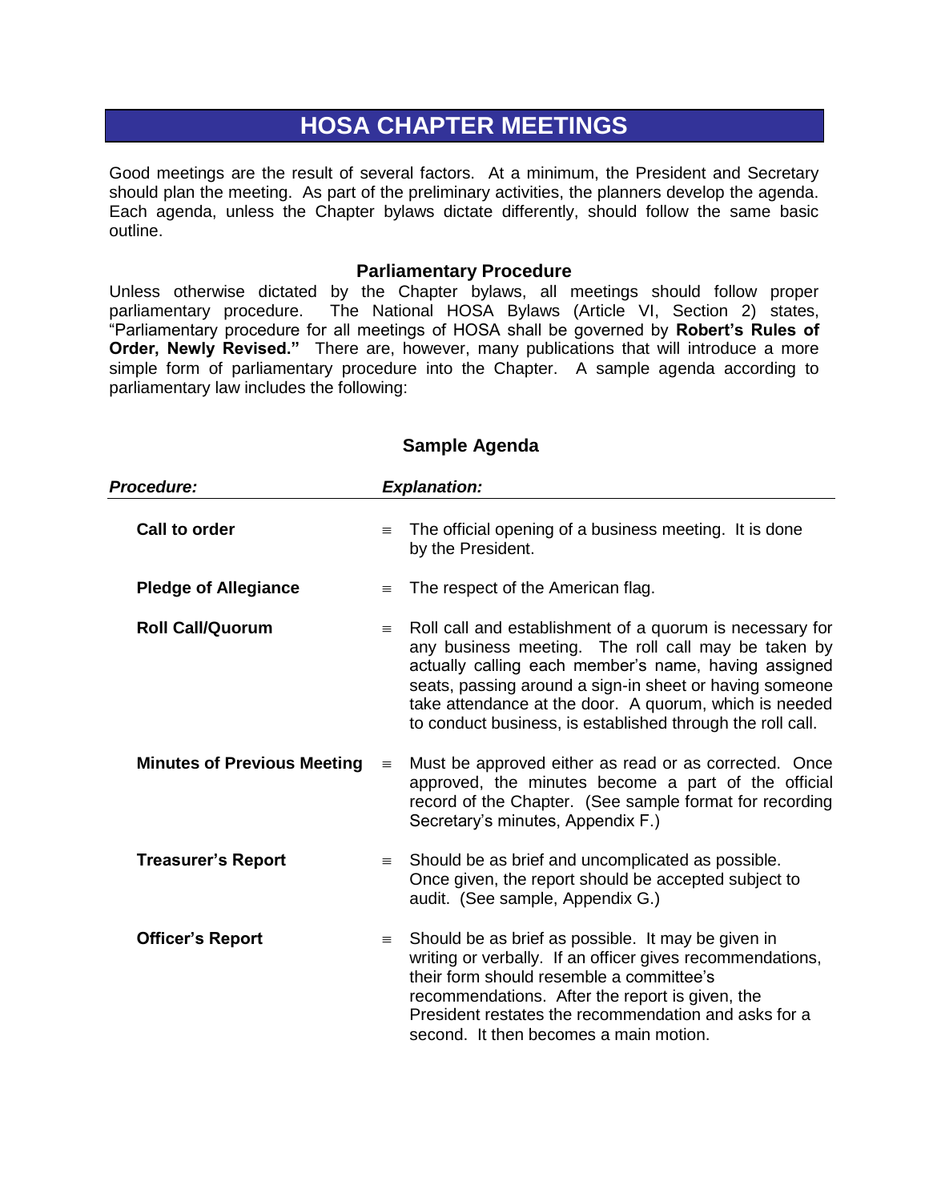# HOSA CHAPTER MEETINGS

Good meetings are the result of several factors. At a minimum, the President and Secretary should plan the meeting. As part of the preliminary activities, the planners develop the agenda. Each agenda, unless the Chapter bylaws dictate differently, should follow the same basic outline.

### Parliamentary Procedure

Unless otherwise dictated by the Chapter bylaws, all meetings should follow proper parliamentary procedure. The National HOSA Bylaws (Article VI, Section 2) states, "Parliamentary procedure for all meetings of HOSA shall be governed by **Robert's Rules of Order, Newly Revised."** There are, however, many publications that will introduce a more simple form of parliamentary procedure into the Chapter. A sample agenda according to parliamentary law includes the following:

### Sample Agenda

| ***Procedure:*** | ***Explanation:*** |
|---|---|
| **Call to order** | ≡ The official opening of a business meeting. It is done by the President. |
| **Pledge of Allegiance** | ≡ The respect of the American flag. |
| **Roll Call/Quorum** | ≡ Roll call and establishment of a quorum is necessary for any business meeting. The roll call may be taken by actually calling each member's name, having assigned seats, passing around a sign-in sheet or having someone take attendance at the door. A quorum, which is needed to conduct business, is established through the roll call. |
| **Minutes of Previous Meeting** | ≡ Must be approved either as read or as corrected. Once approved, the minutes become a part of the official record of the Chapter. (See sample format for recording Secretary's minutes, Appendix F.) |
| **Treasurer's Report** | ≡ Should be as brief and uncomplicated as possible. Once given, the report should be accepted subject to audit. (See sample, Appendix G.) |
| **Officer's Report** | ≡ Should be as brief as possible. It may be given in writing or verbally. If an officer gives recommendations, their form should resemble a committee's recommendations. After the report is given, the President restates the recommendation and asks for a second. It then becomes a main motion. |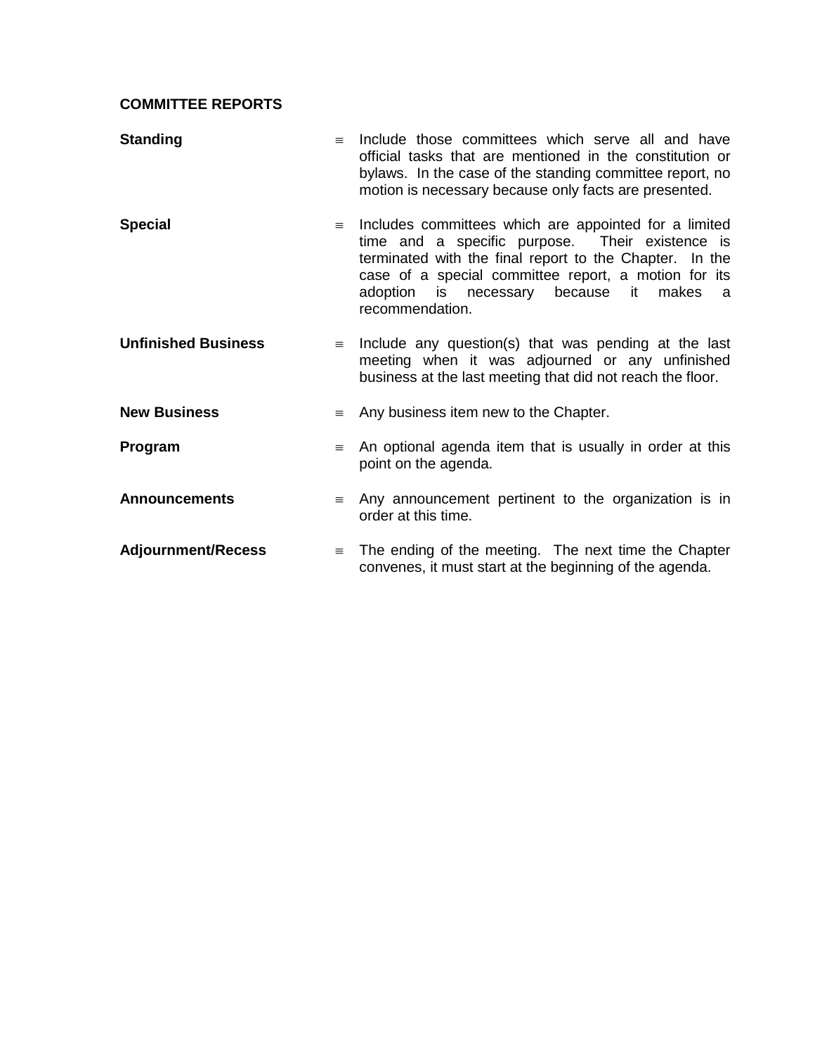**COMMITTEE REPORTS**

**Standing** ≡ Include those committees which serve all and have official tasks that are mentioned in the constitution or bylaws. In the case of the standing committee report, no motion is necessary because only facts are presented.

**Special** ≡ Includes committees which are appointed for a limited time and a specific purpose. Their existence is terminated with the final report to the Chapter. In the case of a special committee report, a motion for its adoption is necessary because it makes a recommendation.

**Unfinished Business** ≡ Include any question(s) that was pending at the last meeting when it was adjourned or any unfinished business at the last meeting that did not reach the floor.

**New Business** ≡ Any business item new to the Chapter.

**Program** ≡ An optional agenda item that is usually in order at this point on the agenda.

**Announcements** ≡ Any announcement pertinent to the organization is in order at this time.

**Adjournment/Recess** ≡ The ending of the meeting. The next time the Chapter convenes, it must start at the beginning of the agenda.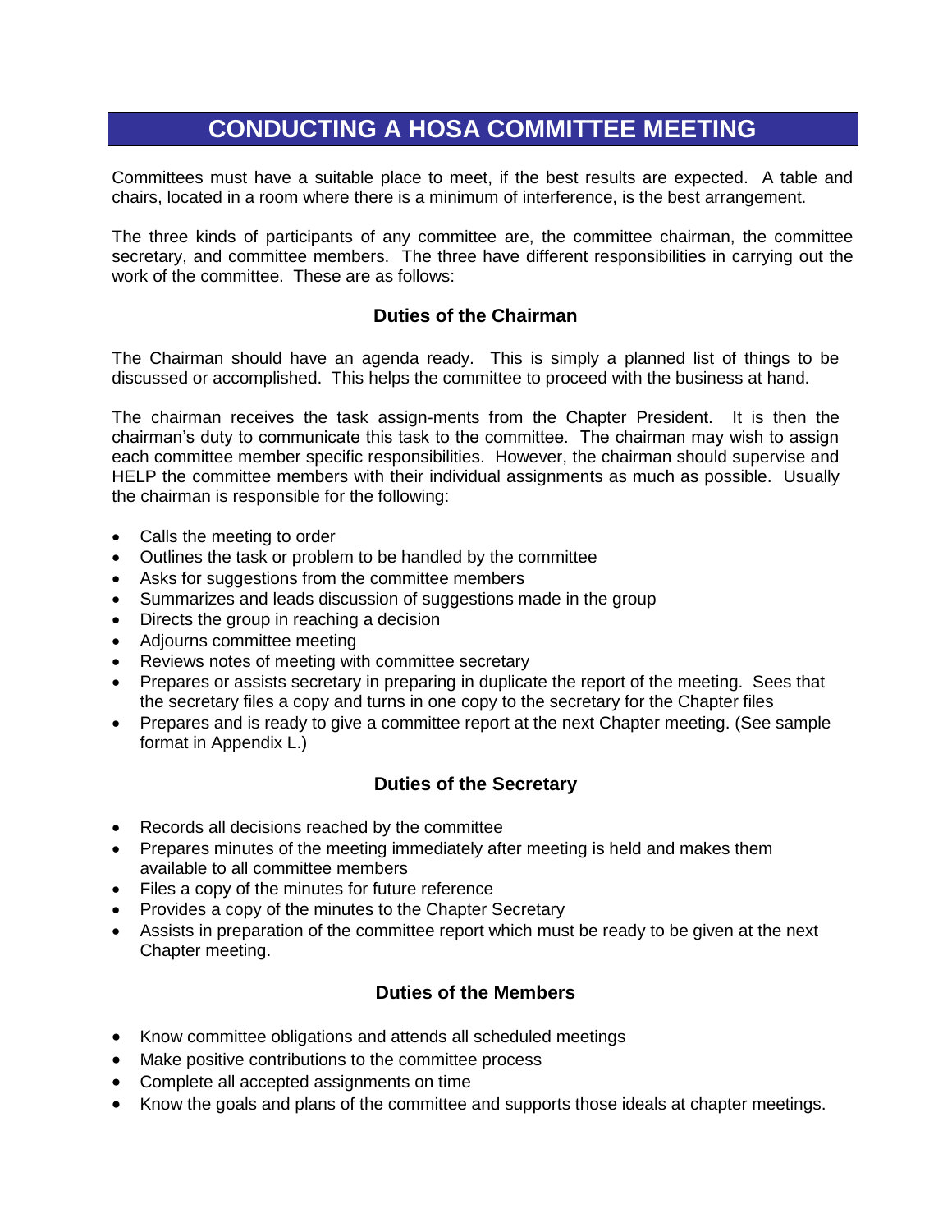# CONDUCTING A HOSA COMMITTEE MEETING

Committees must have a suitable place to meet, if the best results are expected. A table and chairs, located in a room where there is a minimum of interference, is the best arrangement.

The three kinds of participants of any committee are, the committee chairman, the committee secretary, and committee members. The three have different responsibilities in carrying out the work of the committee. These are as follows:

### Duties of the Chairman

The Chairman should have an agenda ready. This is simply a planned list of things to be discussed or accomplished. This helps the committee to proceed with the business at hand.

The chairman receives the task assign-ments from the Chapter President. It is then the chairman's duty to communicate this task to the committee. The chairman may wish to assign each committee member specific responsibilities. However, the chairman should supervise and HELP the committee members with their individual assignments as much as possible. Usually the chairman is responsible for the following:

- Calls the meeting to order
- Outlines the task or problem to be handled by the committee
- Asks for suggestions from the committee members
- Summarizes and leads discussion of suggestions made in the group
- Directs the group in reaching a decision
- Adjourns committee meeting
- Reviews notes of meeting with committee secretary
- Prepares or assists secretary in preparing in duplicate the report of the meeting. Sees that the secretary files a copy and turns in one copy to the secretary for the Chapter files
- Prepares and is ready to give a committee report at the next Chapter meeting. (See sample format in Appendix L.)

### Duties of the Secretary

- Records all decisions reached by the committee
- Prepares minutes of the meeting immediately after meeting is held and makes them available to all committee members
- Files a copy of the minutes for future reference
- Provides a copy of the minutes to the Chapter Secretary
- Assists in preparation of the committee report which must be ready to be given at the next Chapter meeting.

### Duties of the Members

- Know committee obligations and attends all scheduled meetings
- Make positive contributions to the committee process
- Complete all accepted assignments on time
- Know the goals and plans of the committee and supports those ideals at chapter meetings.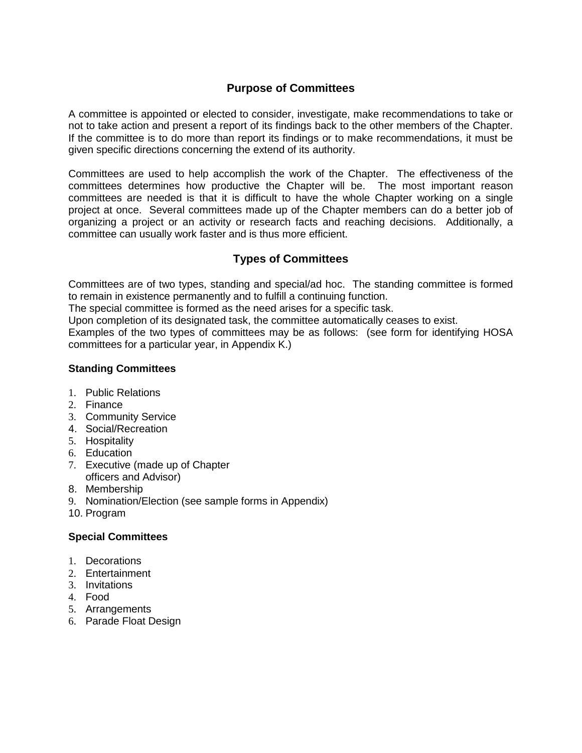## Purpose of Committees

A committee is appointed or elected to consider, investigate, make recommendations to take or not to take action and present a report of its findings back to the other members of the Chapter. If the committee is to do more than report its findings or to make recommendations, it must be given specific directions concerning the extend of its authority.

Committees are used to help accomplish the work of the Chapter. The effectiveness of the committees determines how productive the Chapter will be. The most important reason committees are needed is that it is difficult to have the whole Chapter working on a single project at once. Several committees made up of the Chapter members can do a better job of organizing a project or an activity or research facts and reaching decisions. Additionally, a committee can usually work faster and is thus more efficient.

## Types of Committees

Committees are of two types, standing and special/ad hoc. The standing committee is formed to remain in existence permanently and to fulfill a continuing function.
The special committee is formed as the need arises for a specific task.
Upon completion of its designated task, the committee automatically ceases to exist.
Examples of the two types of committees may be as follows: (see form for identifying HOSA committees for a particular year, in Appendix K.)

**Standing Committees**

1. Public Relations
2. Finance
3. Community Service
4. Social/Recreation
5. Hospitality
6. Education
7. Executive (made up of Chapter officers and Advisor)
8. Membership
9. Nomination/Election (see sample forms in Appendix)
10. Program

**Special Committees**

1. Decorations
2. Entertainment
3. Invitations
4. Food
5. Arrangements
6. Parade Float Design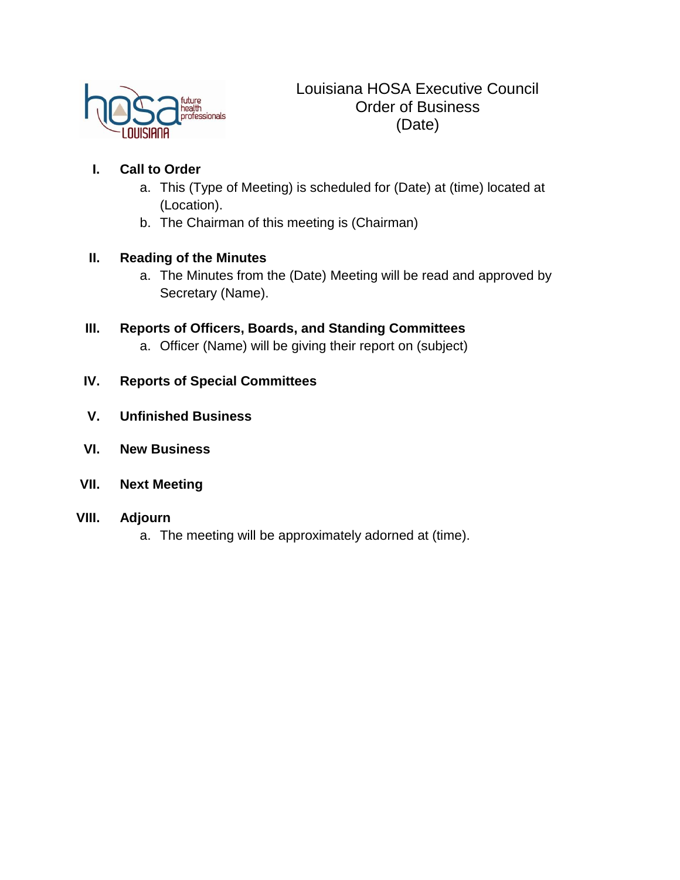Louisiana HOSA Executive Council
Order of Business
(Date)

I. **Call to Order**
   a. This (Type of Meeting) is scheduled for (Date) at (time) located at (Location).
   b. The Chairman of this meeting is (Chairman)

II. **Reading of the Minutes**
   a. The Minutes from the (Date) Meeting will be read and approved by Secretary (Name).

III. **Reports of Officers, Boards, and Standing Committees**
   a. Officer (Name) will be giving their report on (subject)

IV. **Reports of Special Committees**

V. **Unfinished Business**

VI. **New Business**

VII. **Next Meeting**

VIII. **Adjourn**
   a. The meeting will be approximately adorned at (time).